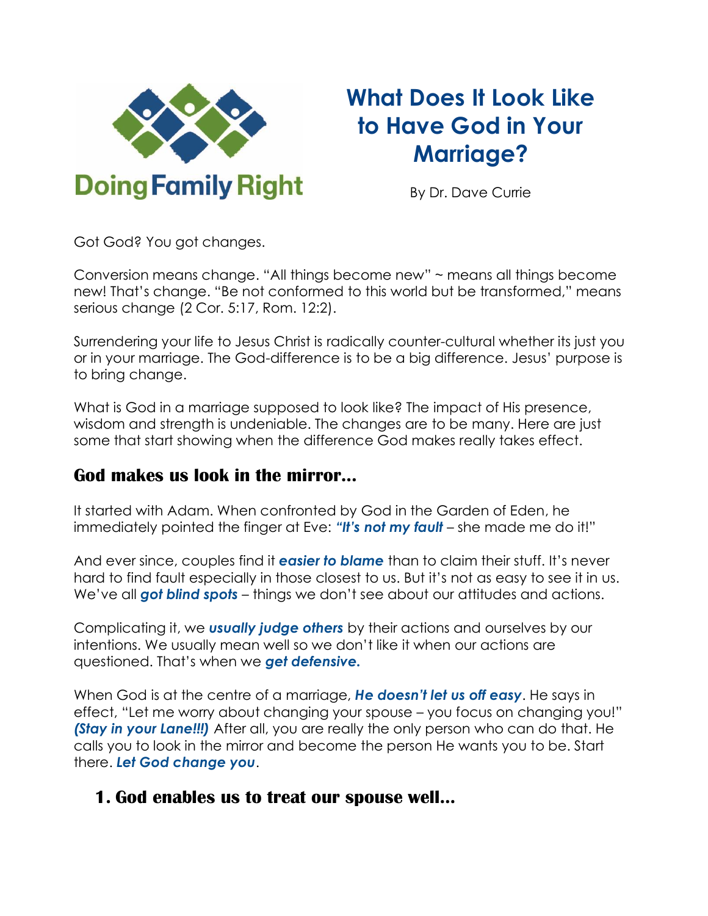Doing Family Right

# What Does It Look Like to Have God in Your Marriage?

By Dr. Dave Currie

Got God? You got changes.

Conversion means change. "All things become new" ~ means all things become new! That's change. "Be not conformed to this world but be transformed," means serious change (2 Cor. 5:17, Rom. 12:2).

Surrendering your life to Jesus Christ is radically counter-cultural whether its just you or in your marriage. The God-difference is to be a big difference. Jesus' purpose is to bring change.

What is God in a marriage supposed to look like? The impact of His presence, wisdom and strength is undeniable. The changes are to be many. Here are just some that start showing when the difference God makes really takes effect.

## God makes us look in the mirror…

It started with Adam. When confronted by God in the Garden of Eden, he immediately pointed the finger at Eve: ***"It's not my fault*** – she made me do it!"

And ever since, couples find it ***easier to blame*** than to claim their stuff. It's never hard to find fault especially in those closest to us. But it's not as easy to see it in us. We've all ***got blind spots*** – things we don't see about our attitudes and actions.

Complicating it, we ***usually judge others*** by their actions and ourselves by our intentions. We usually mean well so we don't like it when our actions are questioned. That's when we ***get defensive.***

When God is at the centre of a marriage, ***He doesn't let us off easy***. He says in effect, "Let me worry about changing your spouse – you focus on changing you!" ***(Stay in your Lane!!!)*** After all, you are really the only person who can do that. He calls you to look in the mirror and become the person He wants you to be. Start there. ***Let God change you***.

## 1. God enables us to treat our spouse well…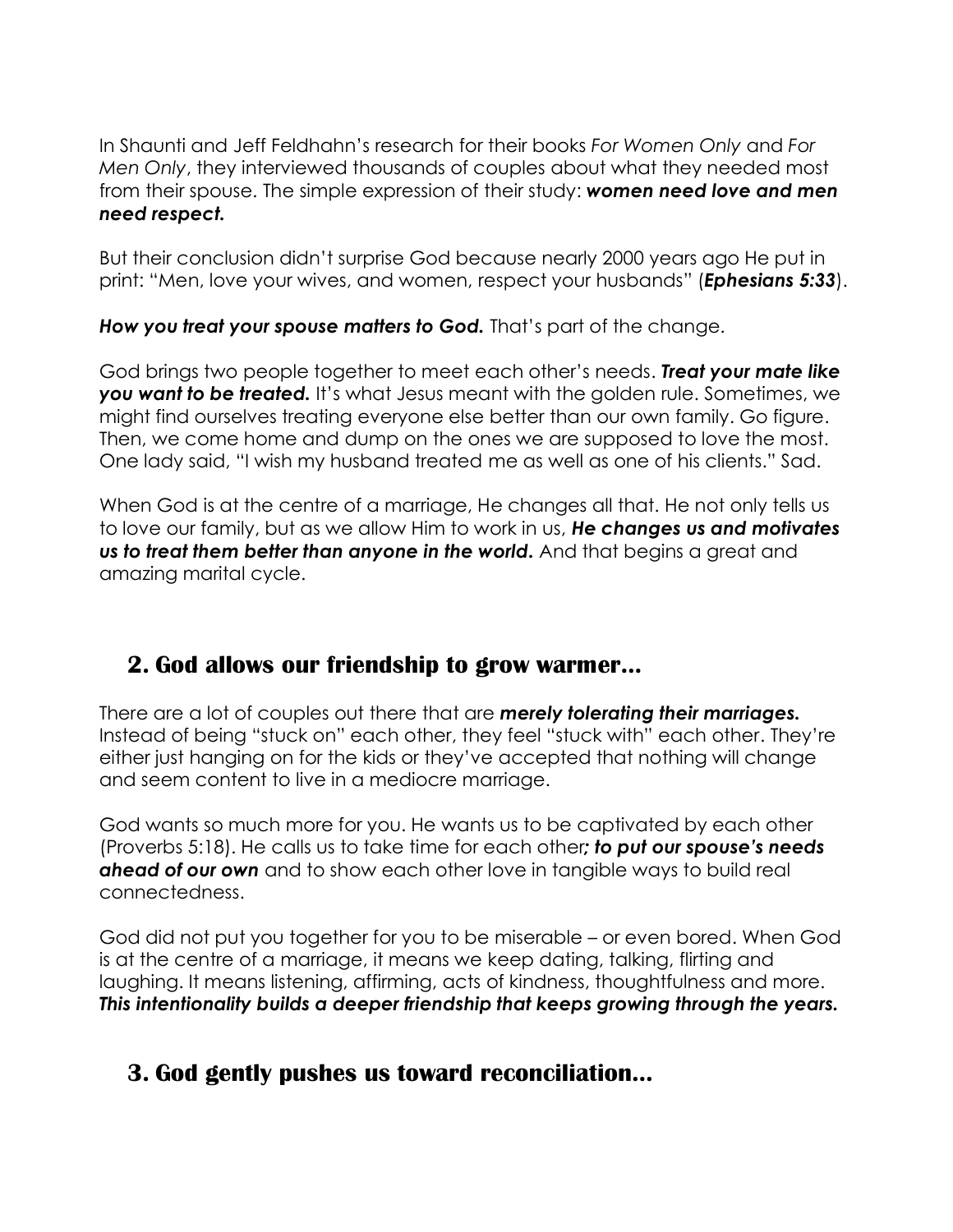In Shaunti and Jeff Feldhahn's research for their books *For Women Only* and *For Men Only*, they interviewed thousands of couples about what they needed most from their spouse. The simple expression of their study: ***women need love and men need respect.***

But their conclusion didn't surprise God because nearly 2000 years ago He put in print: "Men, love your wives, and women, respect your husbands" (***Ephesians 5:33***).

***How you treat your spouse matters to God.*** That's part of the change.

God brings two people together to meet each other's needs. ***Treat your mate like you want to be treated.*** It's what Jesus meant with the golden rule. Sometimes, we might find ourselves treating everyone else better than our own family. Go figure. Then, we come home and dump on the ones we are supposed to love the most. One lady said, "I wish my husband treated me as well as one of his clients." Sad.

When God is at the centre of a marriage, He changes all that. He not only tells us to love our family, but as we allow Him to work in us, ***He changes us and motivates us to treat them better than anyone in the world.*** And that begins a great and amazing marital cycle.

## 2. God allows our friendship to grow warmer…

There are a lot of couples out there that are ***merely tolerating their marriages.*** Instead of being "stuck on" each other, they feel "stuck with" each other. They're either just hanging on for the kids or they've accepted that nothing will change and seem content to live in a mediocre marriage.

God wants so much more for you. He wants us to be captivated by each other (Proverbs 5:18). He calls us to take time for each other***; to put our spouse's needs ahead of our own*** and to show each other love in tangible ways to build real connectedness.

God did not put you together for you to be miserable – or even bored. When God is at the centre of a marriage, it means we keep dating, talking, flirting and laughing. It means listening, affirming, acts of kindness, thoughtfulness and more. ***This intentionality builds a deeper friendship that keeps growing through the years.***

## 3. God gently pushes us toward reconciliation…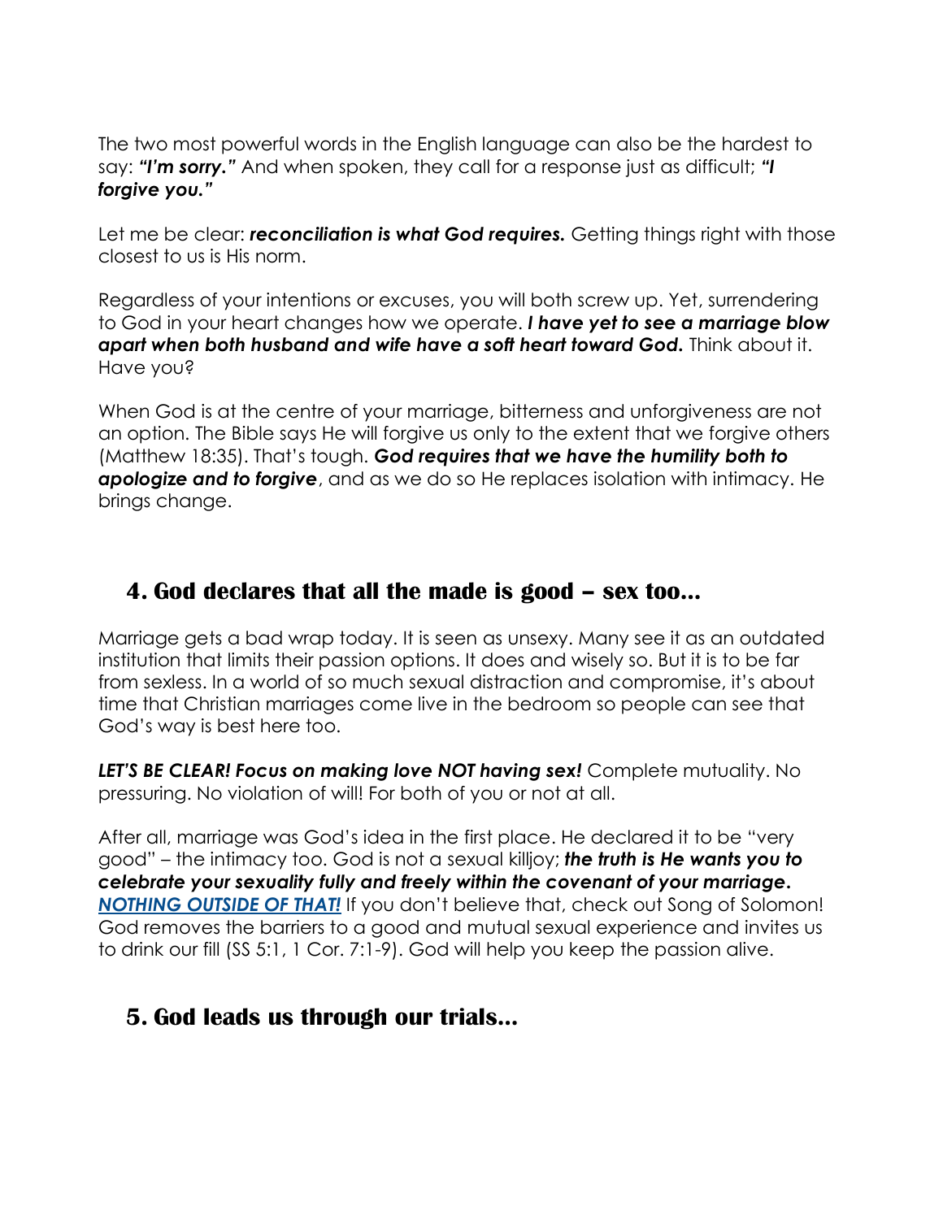The two most powerful words in the English language can also be the hardest to say: ***"I'm sorry."*** And when spoken, they call for a response just as difficult; ***"I forgive you."***

Let me be clear: ***reconciliation is what God requires.*** Getting things right with those closest to us is His norm.

Regardless of your intentions or excuses, you will both screw up. Yet, surrendering to God in your heart changes how we operate. ***I have yet to see a marriage blow apart when both husband and wife have a soft heart toward God.*** Think about it. Have you?

When God is at the centre of your marriage, bitterness and unforgiveness are not an option. The Bible says He will forgive us only to the extent that we forgive others (Matthew 18:35). That's tough. ***God requires that we have the humility both to apologize and to forgive***, and as we do so He replaces isolation with intimacy. He brings change.

## 4. God declares that all the made is good – sex too…

Marriage gets a bad wrap today. It is seen as unsexy. Many see it as an outdated institution that limits their passion options. It does and wisely so. But it is to be far from sexless. In a world of so much sexual distraction and compromise, it's about time that Christian marriages come live in the bedroom so people can see that God's way is best here too.

***LET'S BE CLEAR! Focus on making love NOT having sex!*** Complete mutuality. No pressuring. No violation of will! For both of you or not at all.

After all, marriage was God's idea in the first place. He declared it to be "very good" – the intimacy too. God is not a sexual killjoy; ***the truth is He wants you to celebrate your sexuality fully and freely within the covenant of your marriage.*** ***NOTHING OUTSIDE OF THAT!*** If you don't believe that, check out Song of Solomon! God removes the barriers to a good and mutual sexual experience and invites us to drink our fill (SS 5:1, 1 Cor. 7:1-9). God will help you keep the passion alive.

## 5. God leads us through our trials…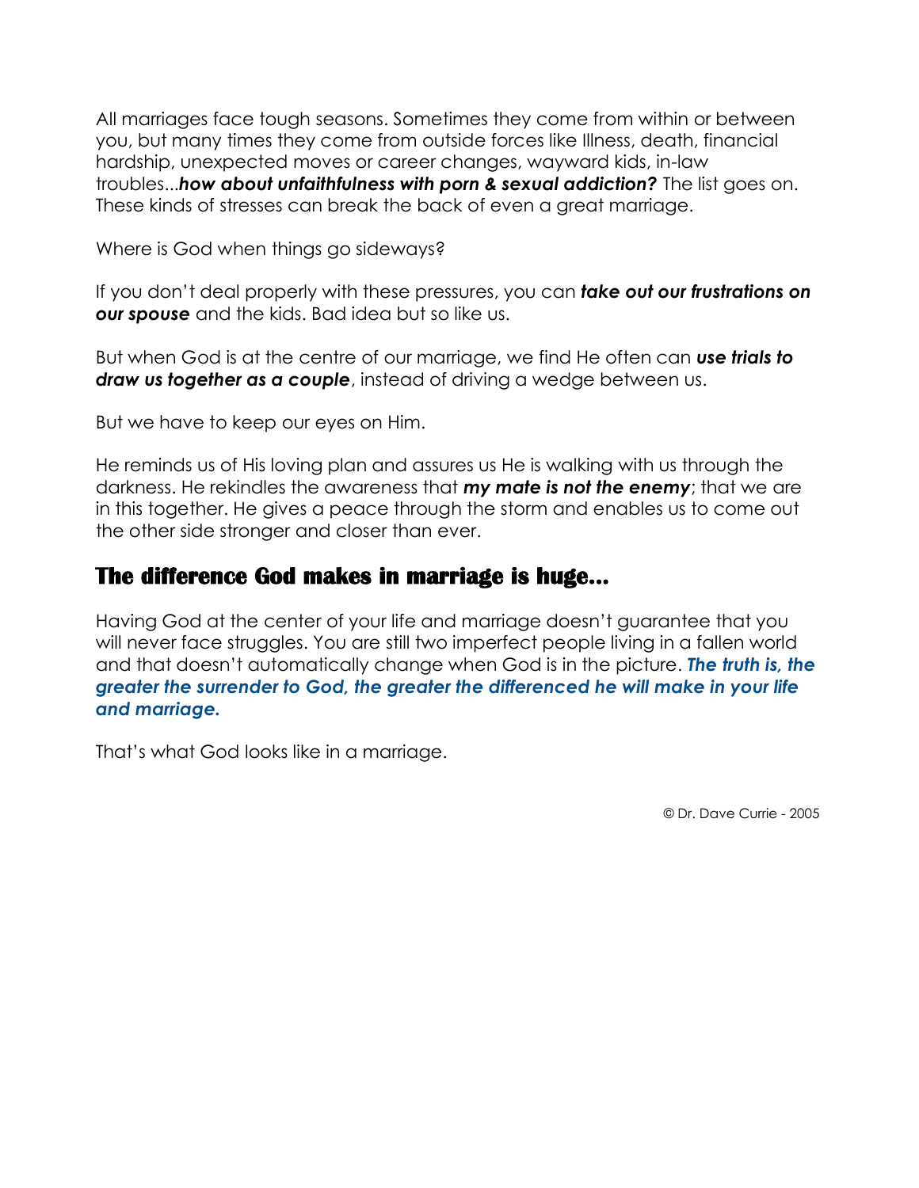All marriages face tough seasons. Sometimes they come from within or between you, but many times they come from outside forces like Illness, death, financial hardship, unexpected moves or career changes, wayward kids, in-law troubles...***how about unfaithfulness with porn & sexual addiction?*** The list goes on. These kinds of stresses can break the back of even a great marriage.

Where is God when things go sideways?

If you don't deal properly with these pressures, you can ***take out our frustrations on our spouse*** and the kids. Bad idea but so like us.

But when God is at the centre of our marriage, we find He often can ***use trials to draw us together as a couple***, instead of driving a wedge between us.

But we have to keep our eyes on Him.

He reminds us of His loving plan and assures us He is walking with us through the darkness. He rekindles the awareness that ***my mate is not the enemy***; that we are in this together. He gives a peace through the storm and enables us to come out the other side stronger and closer than ever.

## The difference God makes in marriage is huge...

Having God at the center of your life and marriage doesn't guarantee that you will never face struggles. You are still two imperfect people living in a fallen world and that doesn't automatically change when God is in the picture. ***The truth is, the greater the surrender to God, the greater the differenced he will make in your life and marriage.***

That's what God looks like in a marriage.

© Dr. Dave Currie - 2005